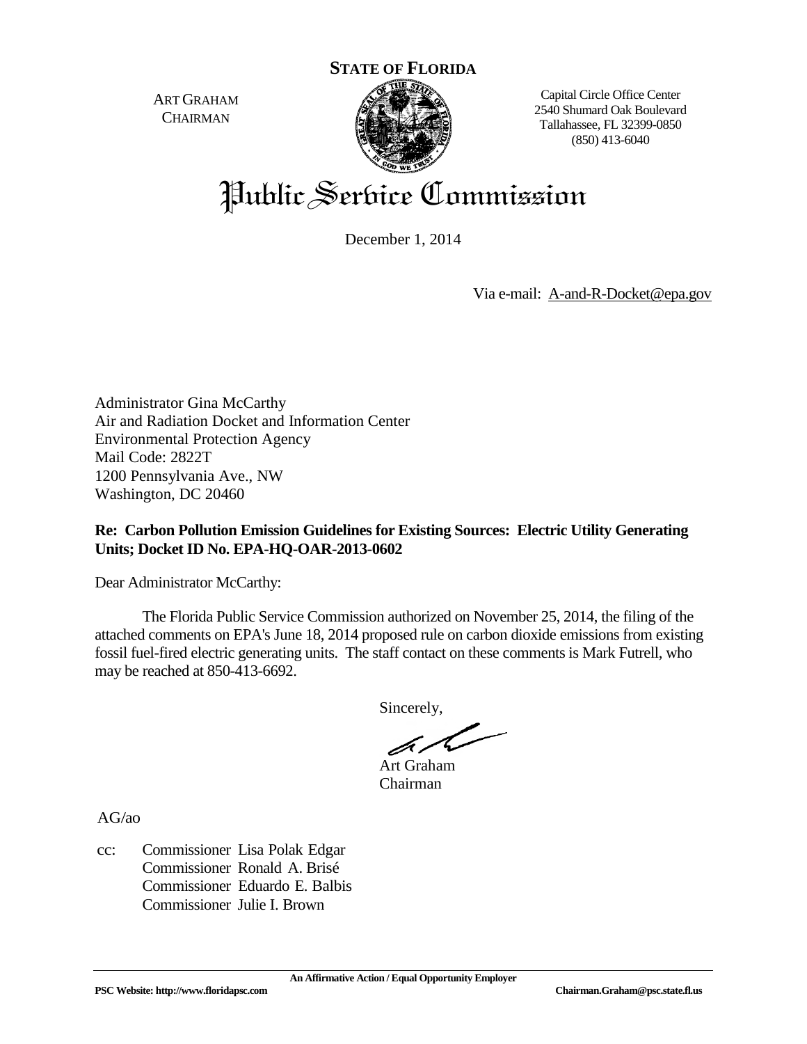**STATE OF FLORIDA**

ART GRAHAM
CHAIRMAN

Capital Circle Office Center
2540 Shumard Oak Boulevard
Tallahassee, FL 32399-0850
(850) 413-6040

# Public Service Commission

December 1, 2014

Via e-mail: A-and-R-Docket@epa.gov

Administrator Gina McCarthy
Air and Radiation Docket and Information Center
Environmental Protection Agency
Mail Code: 2822T
1200 Pennsylvania Ave., NW
Washington, DC 20460

**Re: Carbon Pollution Emission Guidelines for Existing Sources: Electric Utility Generating Units; Docket ID No. EPA-HQ-OAR-2013-0602**

Dear Administrator McCarthy:

The Florida Public Service Commission authorized on November 25, 2014, the filing of the attached comments on EPA's June 18, 2014 proposed rule on carbon dioxide emissions from existing fossil fuel-fired electric generating units. The staff contact on these comments is Mark Futrell, who may be reached at 850-413-6692.

Sincerely,

Art Graham
Chairman

AG/ao

cc: Commissioner Lisa Polak Edgar
Commissioner Ronald A. Brisé
Commissioner Eduardo E. Balbis
Commissioner Julie I. Brown

An Affirmative Action / Equal Opportunity Employer

PSC Website: http://www.floridapsc.com Chairman.Graham@psc.state.fl.us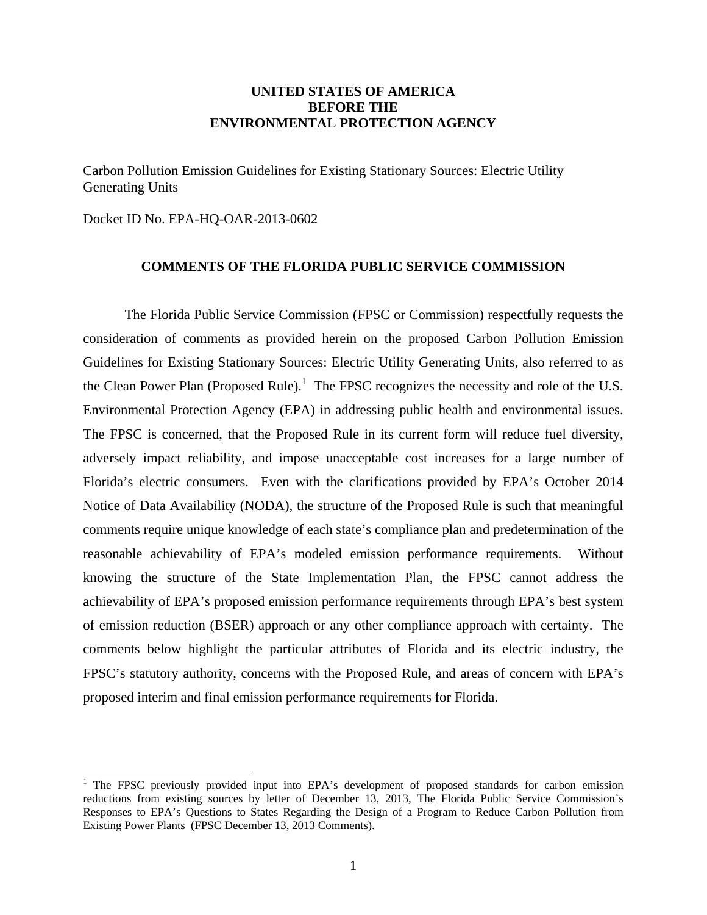**UNITED STATES OF AMERICA**
**BEFORE THE**
**ENVIRONMENTAL PROTECTION AGENCY**

Carbon Pollution Emission Guidelines for Existing Stationary Sources: Electric Utility Generating Units

Docket ID No. EPA-HQ-OAR-2013-0602

## COMMENTS OF THE FLORIDA PUBLIC SERVICE COMMISSION

The Florida Public Service Commission (FPSC or Commission) respectfully requests the consideration of comments as provided herein on the proposed Carbon Pollution Emission Guidelines for Existing Stationary Sources: Electric Utility Generating Units, also referred to as the Clean Power Plan (Proposed Rule).[1] The FPSC recognizes the necessity and role of the U.S. Environmental Protection Agency (EPA) in addressing public health and environmental issues. The FPSC is concerned, that the Proposed Rule in its current form will reduce fuel diversity, adversely impact reliability, and impose unacceptable cost increases for a large number of Florida's electric consumers. Even with the clarifications provided by EPA's October 2014 Notice of Data Availability (NODA), the structure of the Proposed Rule is such that meaningful comments require unique knowledge of each state's compliance plan and predetermination of the reasonable achievability of EPA's modeled emission performance requirements. Without knowing the structure of the State Implementation Plan, the FPSC cannot address the achievability of EPA's proposed emission performance requirements through EPA's best system of emission reduction (BSER) approach or any other compliance approach with certainty. The comments below highlight the particular attributes of Florida and its electric industry, the FPSC's statutory authority, concerns with the Proposed Rule, and areas of concern with EPA's proposed interim and final emission performance requirements for Florida.

---

[1] The FPSC previously provided input into EPA's development of proposed standards for carbon emission reductions from existing sources by letter of December 13, 2013, The Florida Public Service Commission's Responses to EPA's Questions to States Regarding the Design of a Program to Reduce Carbon Pollution from Existing Power Plants (FPSC December 13, 2013 Comments).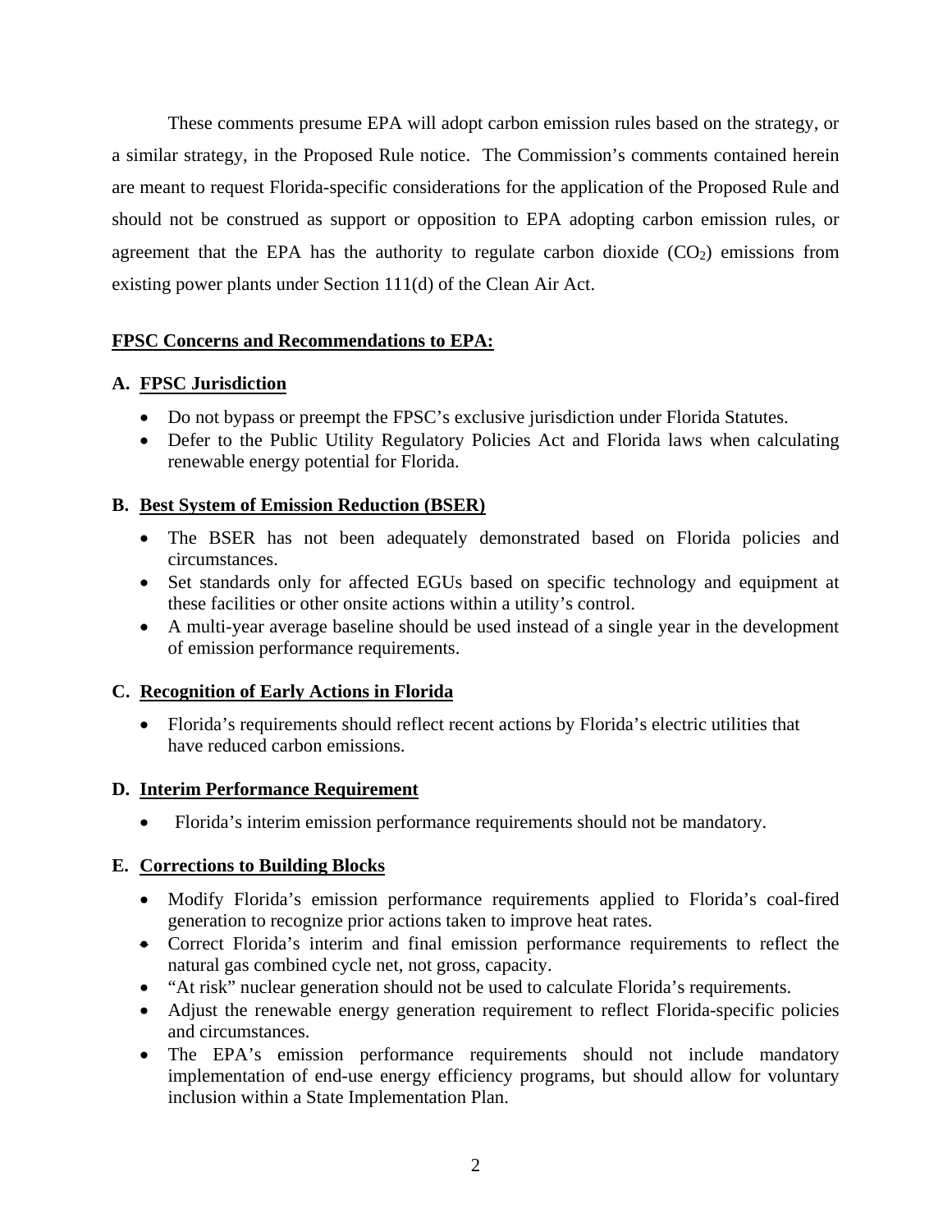These comments presume EPA will adopt carbon emission rules based on the strategy, or a similar strategy, in the Proposed Rule notice. The Commission's comments contained herein are meant to request Florida-specific considerations for the application of the Proposed Rule and should not be construed as support or opposition to EPA adopting carbon emission rules, or agreement that the EPA has the authority to regulate carbon dioxide ($CO_2$) emissions from existing power plants under Section 111(d) of the Clean Air Act.

**FPSC Concerns and Recommendations to EPA:**

**A. FPSC Jurisdiction**

- Do not bypass or preempt the FPSC's exclusive jurisdiction under Florida Statutes.
- Defer to the Public Utility Regulatory Policies Act and Florida laws when calculating renewable energy potential for Florida.

**B. Best System of Emission Reduction (BSER)**

- The BSER has not been adequately demonstrated based on Florida policies and circumstances.
- Set standards only for affected EGUs based on specific technology and equipment at these facilities or other onsite actions within a utility's control.
- A multi-year average baseline should be used instead of a single year in the development of emission performance requirements.

**C. Recognition of Early Actions in Florida**

- Florida's requirements should reflect recent actions by Florida's electric utilities that have reduced carbon emissions.

**D. Interim Performance Requirement**

- Florida's interim emission performance requirements should not be mandatory.

**E. Corrections to Building Blocks**

- Modify Florida's emission performance requirements applied to Florida's coal-fired generation to recognize prior actions taken to improve heat rates.
- Correct Florida's interim and final emission performance requirements to reflect the natural gas combined cycle net, not gross, capacity.
- "At risk" nuclear generation should not be used to calculate Florida's requirements.
- Adjust the renewable energy generation requirement to reflect Florida-specific policies and circumstances.
- The EPA's emission performance requirements should not include mandatory implementation of end-use energy efficiency programs, but should allow for voluntary inclusion within a State Implementation Plan.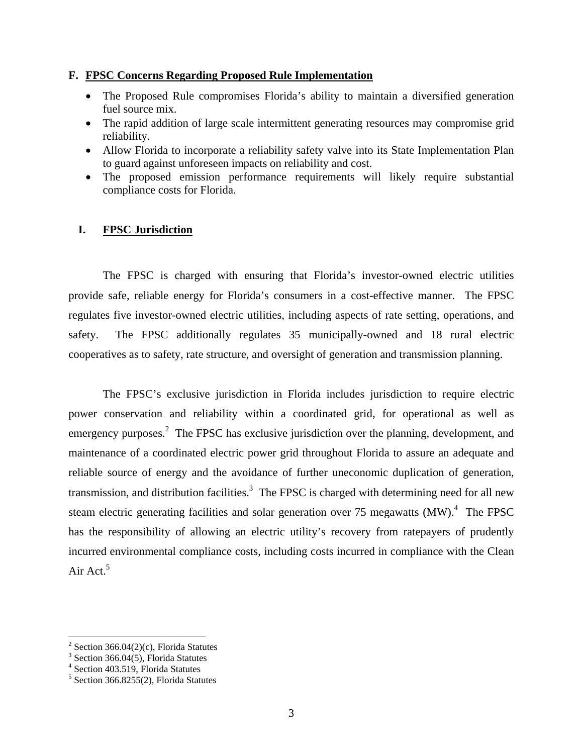### F. FPSC Concerns Regarding Proposed Rule Implementation

- The Proposed Rule compromises Florida's ability to maintain a diversified generation fuel source mix.
- The rapid addition of large scale intermittent generating resources may compromise grid reliability.
- Allow Florida to incorporate a reliability safety valve into its State Implementation Plan to guard against unforeseen impacts on reliability and cost.
- The proposed emission performance requirements will likely require substantial compliance costs for Florida.

## I. FPSC Jurisdiction

The FPSC is charged with ensuring that Florida's investor-owned electric utilities provide safe, reliable energy for Florida's consumers in a cost-effective manner. The FPSC regulates five investor-owned electric utilities, including aspects of rate setting, operations, and safety. The FPSC additionally regulates 35 municipally-owned and 18 rural electric cooperatives as to safety, rate structure, and oversight of generation and transmission planning.

The FPSC's exclusive jurisdiction in Florida includes jurisdiction to require electric power conservation and reliability within a coordinated grid, for operational as well as emergency purposes.[2] The FPSC has exclusive jurisdiction over the planning, development, and maintenance of a coordinated electric power grid throughout Florida to assure an adequate and reliable source of energy and the avoidance of further uneconomic duplication of generation, transmission, and distribution facilities.[3] The FPSC is charged with determining need for all new steam electric generating facilities and solar generation over 75 megawatts (MW).[4] The FPSC has the responsibility of allowing an electric utility's recovery from ratepayers of prudently incurred environmental compliance costs, including costs incurred in compliance with the Clean Air Act.[5]

---

[2] Section 366.04(2)(c), Florida Statutes
[3] Section 366.04(5), Florida Statutes
[4] Section 403.519, Florida Statutes
[5] Section 366.8255(2), Florida Statutes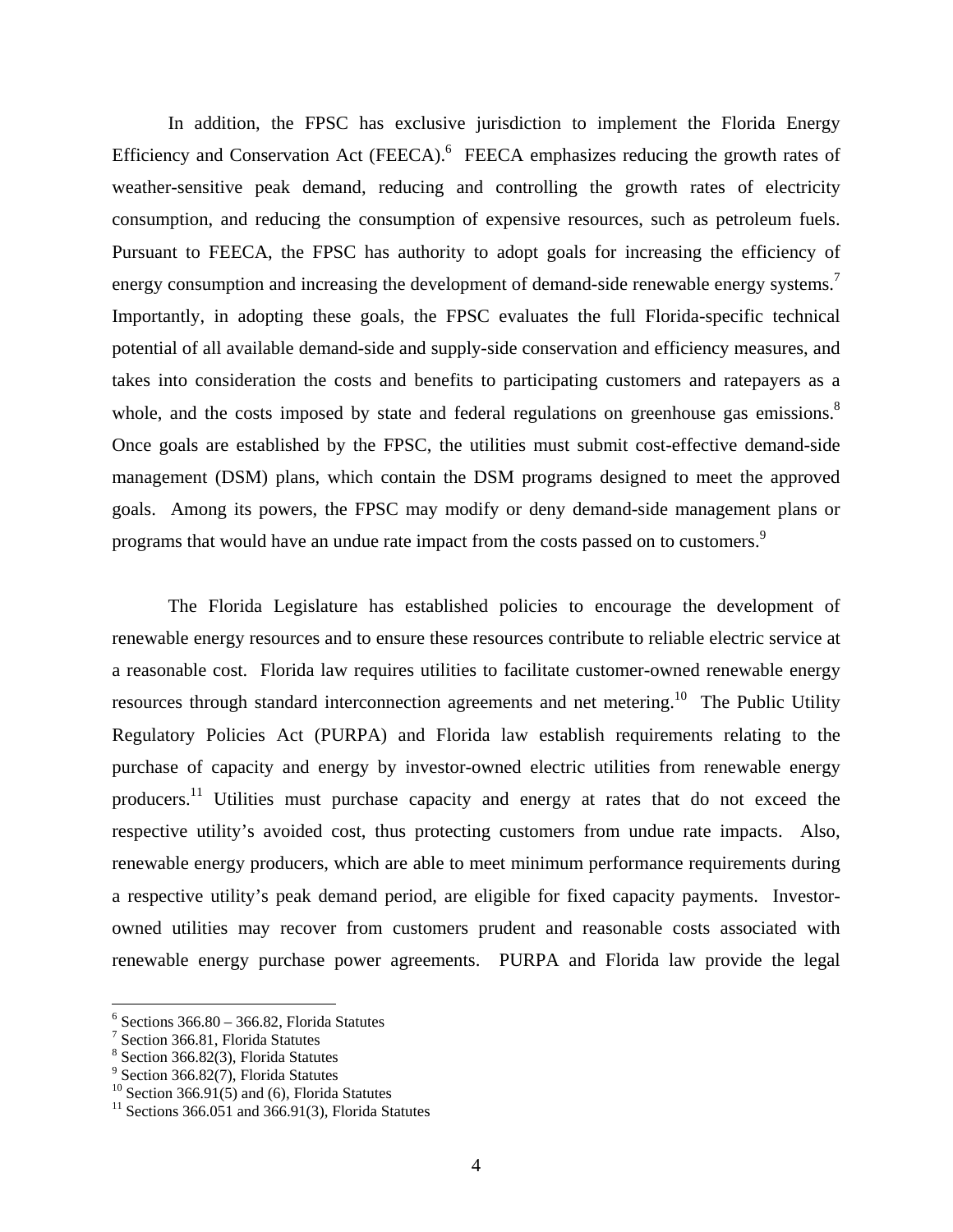In addition, the FPSC has exclusive jurisdiction to implement the Florida Energy Efficiency and Conservation Act (FEECA).[6] FEECA emphasizes reducing the growth rates of weather-sensitive peak demand, reducing and controlling the growth rates of electricity consumption, and reducing the consumption of expensive resources, such as petroleum fuels. Pursuant to FEECA, the FPSC has authority to adopt goals for increasing the efficiency of energy consumption and increasing the development of demand-side renewable energy systems.[7] Importantly, in adopting these goals, the FPSC evaluates the full Florida-specific technical potential of all available demand-side and supply-side conservation and efficiency measures, and takes into consideration the costs and benefits to participating customers and ratepayers as a whole, and the costs imposed by state and federal regulations on greenhouse gas emissions.[8] Once goals are established by the FPSC, the utilities must submit cost-effective demand-side management (DSM) plans, which contain the DSM programs designed to meet the approved goals. Among its powers, the FPSC may modify or deny demand-side management plans or programs that would have an undue rate impact from the costs passed on to customers.[9]

The Florida Legislature has established policies to encourage the development of renewable energy resources and to ensure these resources contribute to reliable electric service at a reasonable cost. Florida law requires utilities to facilitate customer-owned renewable energy resources through standard interconnection agreements and net metering.[10] The Public Utility Regulatory Policies Act (PURPA) and Florida law establish requirements relating to the purchase of capacity and energy by investor-owned electric utilities from renewable energy producers.[11] Utilities must purchase capacity and energy at rates that do not exceed the respective utility's avoided cost, thus protecting customers from undue rate impacts. Also, renewable energy producers, which are able to meet minimum performance requirements during a respective utility's peak demand period, are eligible for fixed capacity payments. Investor-owned utilities may recover from customers prudent and reasonable costs associated with renewable energy purchase power agreements. PURPA and Florida law provide the legal

[6] Sections 366.80 – 366.82, Florida Statutes
[7] Section 366.81, Florida Statutes
[8] Section 366.82(3), Florida Statutes
[9] Section 366.82(7), Florida Statutes
[10] Section 366.91(5) and (6), Florida Statutes
[11] Sections 366.051 and 366.91(3), Florida Statutes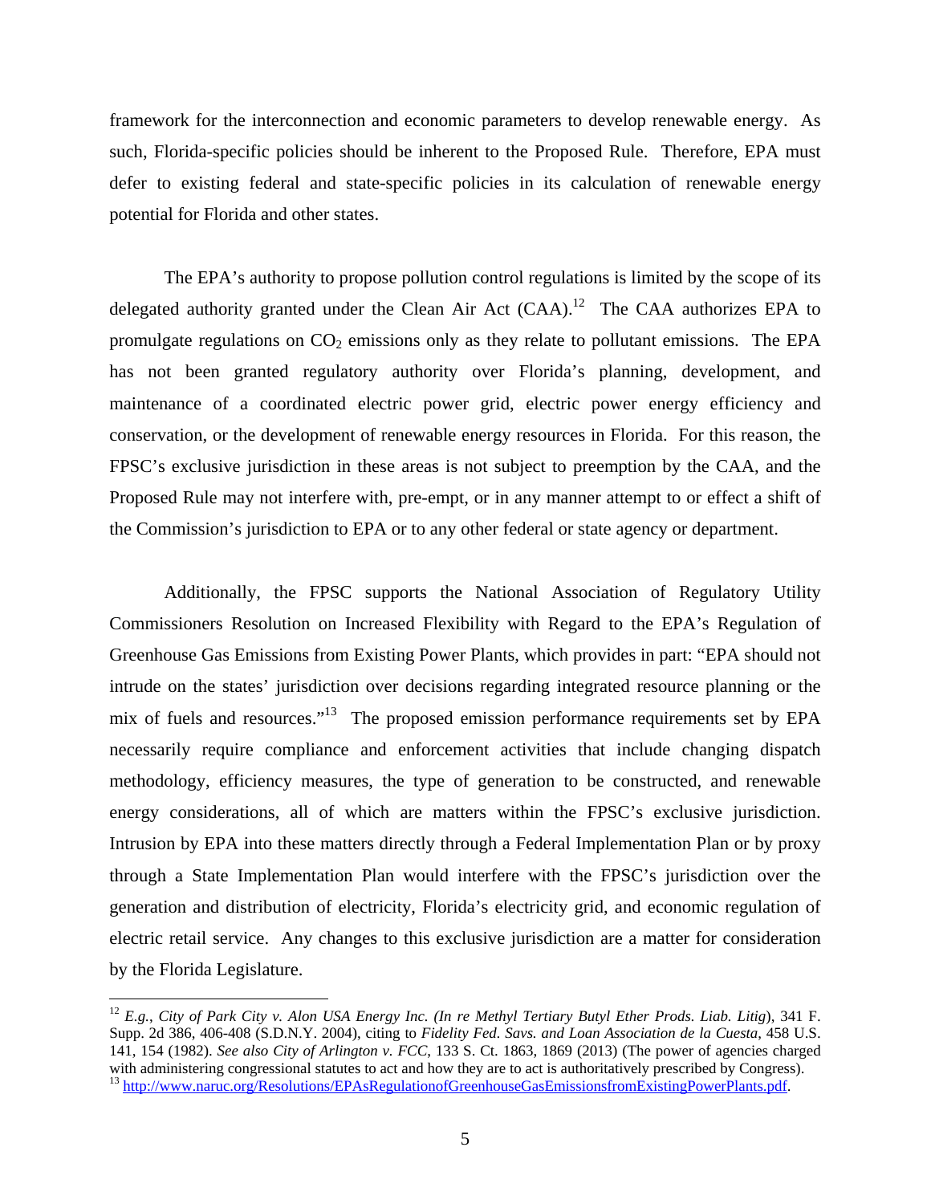framework for the interconnection and economic parameters to develop renewable energy. As such, Florida-specific policies should be inherent to the Proposed Rule. Therefore, EPA must defer to existing federal and state-specific policies in its calculation of renewable energy potential for Florida and other states.

The EPA's authority to propose pollution control regulations is limited by the scope of its delegated authority granted under the Clean Air Act (CAA).[12] The CAA authorizes EPA to promulgate regulations on $CO_2$ emissions only as they relate to pollutant emissions. The EPA has not been granted regulatory authority over Florida's planning, development, and maintenance of a coordinated electric power grid, electric power energy efficiency and conservation, or the development of renewable energy resources in Florida. For this reason, the FPSC's exclusive jurisdiction in these areas is not subject to preemption by the CAA, and the Proposed Rule may not interfere with, pre-empt, or in any manner attempt to or effect a shift of the Commission's jurisdiction to EPA or to any other federal or state agency or department.

Additionally, the FPSC supports the National Association of Regulatory Utility Commissioners Resolution on Increased Flexibility with Regard to the EPA's Regulation of Greenhouse Gas Emissions from Existing Power Plants, which provides in part: "EPA should not intrude on the states' jurisdiction over decisions regarding integrated resource planning or the mix of fuels and resources."[13] The proposed emission performance requirements set by EPA necessarily require compliance and enforcement activities that include changing dispatch methodology, efficiency measures, the type of generation to be constructed, and renewable energy considerations, all of which are matters within the FPSC's exclusive jurisdiction. Intrusion by EPA into these matters directly through a Federal Implementation Plan or by proxy through a State Implementation Plan would interfere with the FPSC's jurisdiction over the generation and distribution of electricity, Florida's electricity grid, and economic regulation of electric retail service. Any changes to this exclusive jurisdiction are a matter for consideration by the Florida Legislature.

---

[12] *E.g., City of Park City v. Alon USA Energy Inc. (In re Methyl Tertiary Butyl Ether Prods. Liab. Litig*), 341 F. Supp. 2d 386, 406-408 (S.D.N.Y. 2004), citing to *Fidelity Fed. Savs. and Loan Association de la Cuesta*, 458 U.S. 141, 154 (1982). *See also City of Arlington v. FCC*, 133 S. Ct. 1863, 1869 (2013) (The power of agencies charged with administering congressional statutes to act and how they are to act is authoritatively prescribed by Congress).

[13] http://www.naruc.org/Resolutions/EPAsRegulationofGreenhouseGasEmissionsfromExistingPowerPlants.pdf.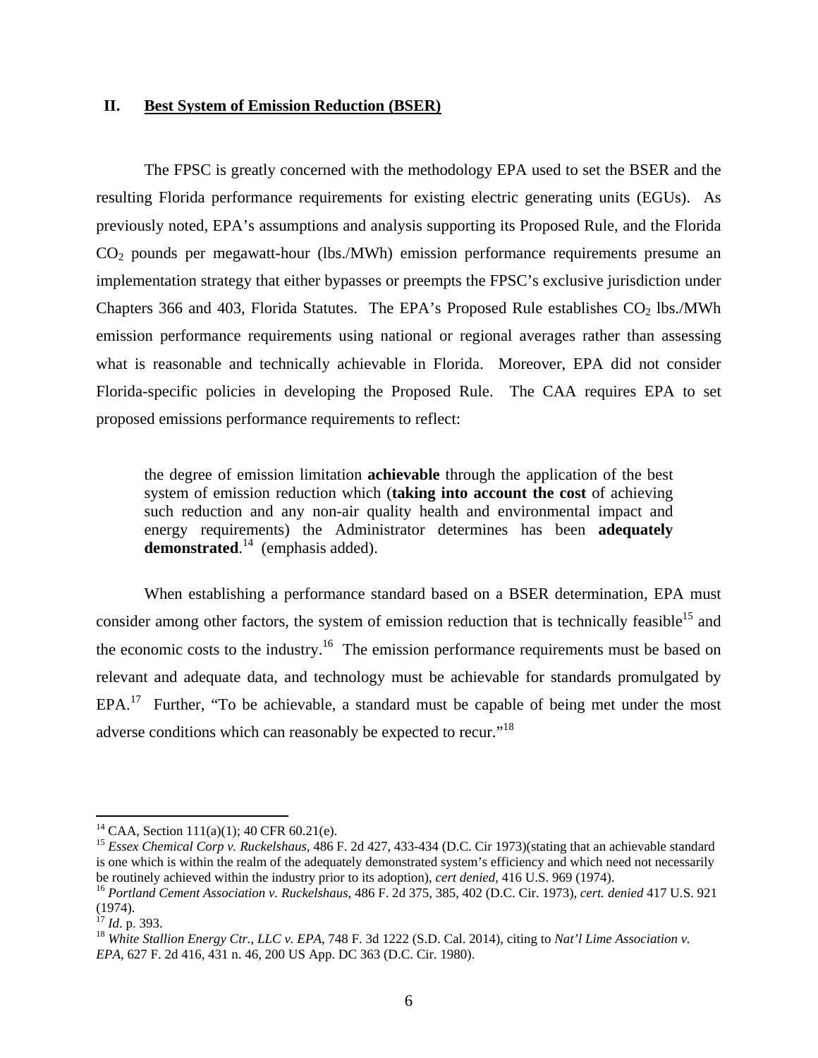## II. Best System of Emission Reduction (BSER)

The FPSC is greatly concerned with the methodology EPA used to set the BSER and the resulting Florida performance requirements for existing electric generating units (EGUs). As previously noted, EPA's assumptions and analysis supporting its Proposed Rule, and the Florida $CO_2$ pounds per megawatt-hour (lbs./MWh) emission performance requirements presume an implementation strategy that either bypasses or preempts the FPSC's exclusive jurisdiction under Chapters 366 and 403, Florida Statutes. The EPA's Proposed Rule establishes $CO_2$ lbs./MWh emission performance requirements using national or regional averages rather than assessing what is reasonable and technically achievable in Florida. Moreover, EPA did not consider Florida-specific policies in developing the Proposed Rule. The CAA requires EPA to set proposed emissions performance requirements to reflect:

> the degree of emission limitation **achievable** through the application of the best system of emission reduction which (**taking into account the cost** of achieving such reduction and any non-air quality health and environmental impact and energy requirements) the Administrator determines has been **adequately demonstrated**.[14] (emphasis added).

When establishing a performance standard based on a BSER determination, EPA must consider among other factors, the system of emission reduction that is technically feasible[15] and the economic costs to the industry.[16] The emission performance requirements must be based on relevant and adequate data, and technology must be achievable for standards promulgated by EPA.[17] Further, "To be achievable, a standard must be capable of being met under the most adverse conditions which can reasonably be expected to recur."[18]

---

[14] CAA, Section 111(a)(1); 40 CFR 60.21(e).

[15] *Essex Chemical Corp v. Ruckelshaus*, 486 F. 2d 427, 433-434 (D.C. Cir 1973)(stating that an achievable standard is one which is within the realm of the adequately demonstrated system's efficiency and which need not necessarily be routinely achieved within the industry prior to its adoption), *cert denied*, 416 U.S. 969 (1974).

[16] *Portland Cement Association v. Ruckelshaus*, 486 F. 2d 375, 385, 402 (D.C. Cir. 1973), *cert. denied* 417 U.S. 921 (1974).

[17] *Id*. p. 393.

[18] *White Stallion Energy Ctr., LLC v. EPA*, 748 F. 3d 1222 (S.D. Cal. 2014), citing to *Nat'l Lime Association v. EPA*, 627 F. 2d 416, 431 n. 46, 200 US App. DC 363 (D.C. Cir. 1980).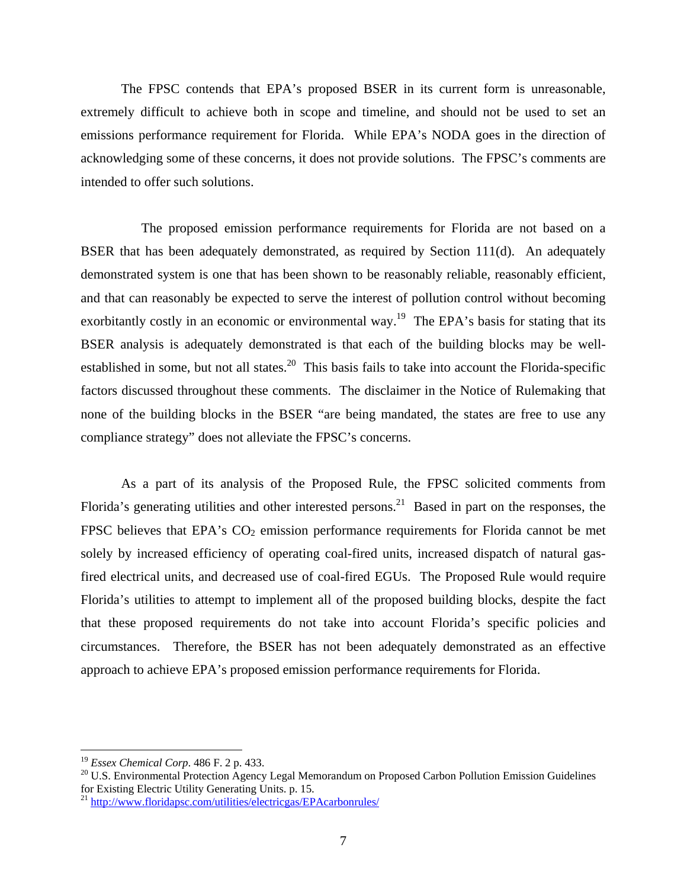The FPSC contends that EPA's proposed BSER in its current form is unreasonable, extremely difficult to achieve both in scope and timeline, and should not be used to set an emissions performance requirement for Florida. While EPA's NODA goes in the direction of acknowledging some of these concerns, it does not provide solutions. The FPSC's comments are intended to offer such solutions.

The proposed emission performance requirements for Florida are not based on a BSER that has been adequately demonstrated, as required by Section 111(d). An adequately demonstrated system is one that has been shown to be reasonably reliable, reasonably efficient, and that can reasonably be expected to serve the interest of pollution control without becoming exorbitantly costly in an economic or environmental way.[19] The EPA's basis for stating that its BSER analysis is adequately demonstrated is that each of the building blocks may be well-established in some, but not all states.[20] This basis fails to take into account the Florida-specific factors discussed throughout these comments. The disclaimer in the Notice of Rulemaking that none of the building blocks in the BSER "are being mandated, the states are free to use any compliance strategy" does not alleviate the FPSC's concerns.

As a part of its analysis of the Proposed Rule, the FPSC solicited comments from Florida's generating utilities and other interested persons.[21] Based in part on the responses, the FPSC believes that EPA's $CO_2$ emission performance requirements for Florida cannot be met solely by increased efficiency of operating coal-fired units, increased dispatch of natural gas-fired electrical units, and decreased use of coal-fired EGUs. The Proposed Rule would require Florida's utilities to attempt to implement all of the proposed building blocks, despite the fact that these proposed requirements do not take into account Florida's specific policies and circumstances. Therefore, the BSER has not been adequately demonstrated as an effective approach to achieve EPA's proposed emission performance requirements for Florida.

---

[19] *Essex Chemical Corp*. 486 F. 2 p. 433.

[20] U.S. Environmental Protection Agency Legal Memorandum on Proposed Carbon Pollution Emission Guidelines for Existing Electric Utility Generating Units. p. 15.

[21] http://www.floridapsc.com/utilities/electricgas/EPAcarbonrules/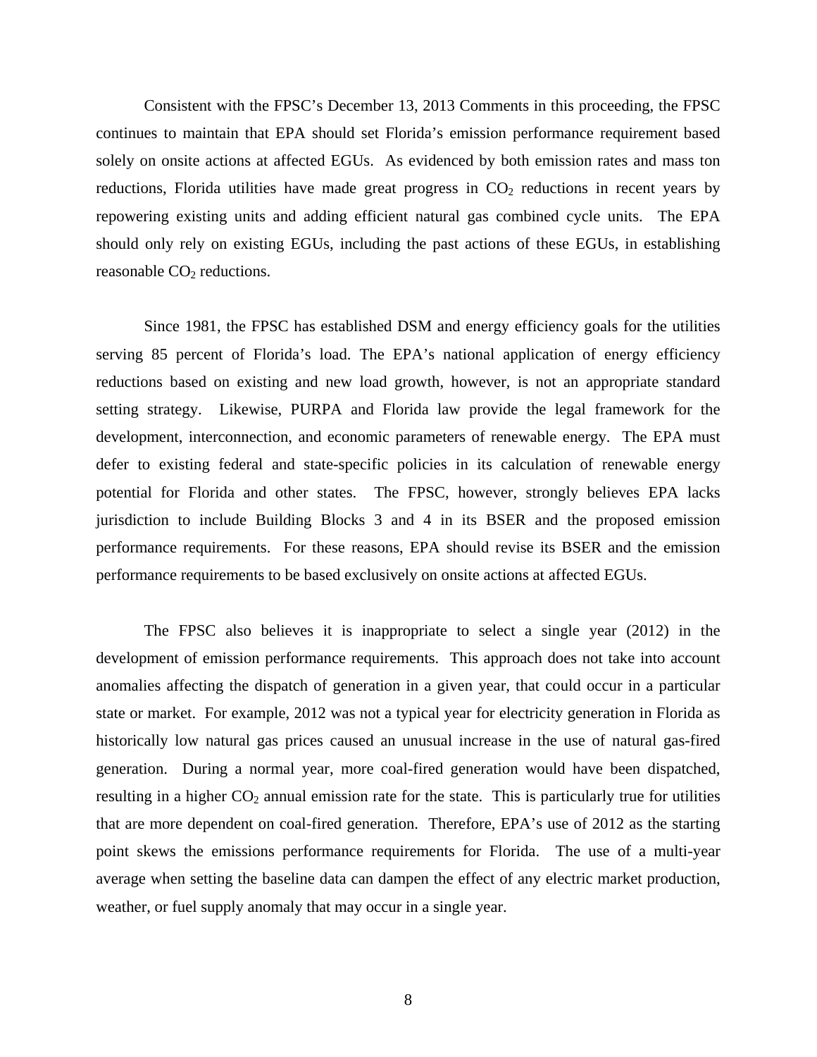Consistent with the FPSC's December 13, 2013 Comments in this proceeding, the FPSC continues to maintain that EPA should set Florida's emission performance requirement based solely on onsite actions at affected EGUs. As evidenced by both emission rates and mass ton reductions, Florida utilities have made great progress in $CO_2$ reductions in recent years by repowering existing units and adding efficient natural gas combined cycle units. The EPA should only rely on existing EGUs, including the past actions of these EGUs, in establishing reasonable $CO_2$ reductions.

Since 1981, the FPSC has established DSM and energy efficiency goals for the utilities serving 85 percent of Florida's load. The EPA's national application of energy efficiency reductions based on existing and new load growth, however, is not an appropriate standard setting strategy. Likewise, PURPA and Florida law provide the legal framework for the development, interconnection, and economic parameters of renewable energy. The EPA must defer to existing federal and state-specific policies in its calculation of renewable energy potential for Florida and other states. The FPSC, however, strongly believes EPA lacks jurisdiction to include Building Blocks 3 and 4 in its BSER and the proposed emission performance requirements. For these reasons, EPA should revise its BSER and the emission performance requirements to be based exclusively on onsite actions at affected EGUs.

The FPSC also believes it is inappropriate to select a single year (2012) in the development of emission performance requirements. This approach does not take into account anomalies affecting the dispatch of generation in a given year, that could occur in a particular state or market. For example, 2012 was not a typical year for electricity generation in Florida as historically low natural gas prices caused an unusual increase in the use of natural gas-fired generation. During a normal year, more coal-fired generation would have been dispatched, resulting in a higher $CO_2$ annual emission rate for the state. This is particularly true for utilities that are more dependent on coal-fired generation. Therefore, EPA's use of 2012 as the starting point skews the emissions performance requirements for Florida. The use of a multi-year average when setting the baseline data can dampen the effect of any electric market production, weather, or fuel supply anomaly that may occur in a single year.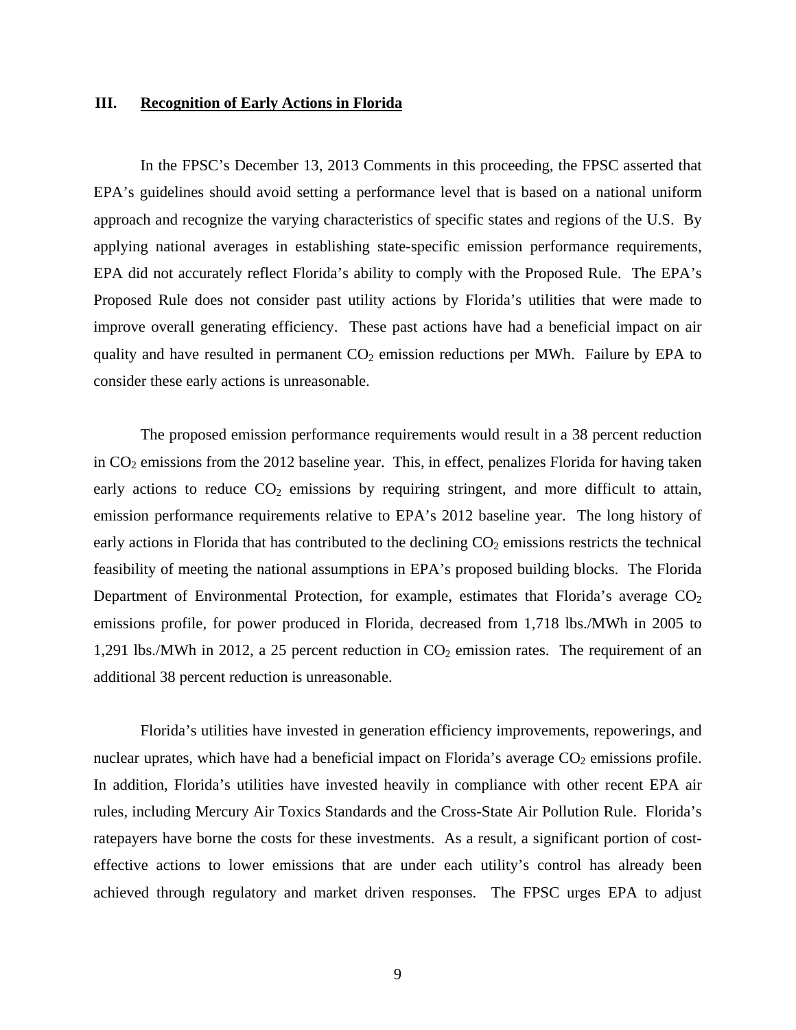### III. Recognition of Early Actions in Florida

In the FPSC's December 13, 2013 Comments in this proceeding, the FPSC asserted that EPA's guidelines should avoid setting a performance level that is based on a national uniform approach and recognize the varying characteristics of specific states and regions of the U.S. By applying national averages in establishing state-specific emission performance requirements, EPA did not accurately reflect Florida's ability to comply with the Proposed Rule. The EPA's Proposed Rule does not consider past utility actions by Florida's utilities that were made to improve overall generating efficiency. These past actions have had a beneficial impact on air quality and have resulted in permanent $CO_2$ emission reductions per MWh. Failure by EPA to consider these early actions is unreasonable.

The proposed emission performance requirements would result in a 38 percent reduction in $CO_2$ emissions from the 2012 baseline year. This, in effect, penalizes Florida for having taken early actions to reduce $CO_2$ emissions by requiring stringent, and more difficult to attain, emission performance requirements relative to EPA's 2012 baseline year. The long history of early actions in Florida that has contributed to the declining $CO_2$ emissions restricts the technical feasibility of meeting the national assumptions in EPA's proposed building blocks. The Florida Department of Environmental Protection, for example, estimates that Florida's average $CO_2$ emissions profile, for power produced in Florida, decreased from 1,718 lbs./MWh in 2005 to 1,291 lbs./MWh in 2012, a 25 percent reduction in $CO_2$ emission rates. The requirement of an additional 38 percent reduction is unreasonable.

Florida's utilities have invested in generation efficiency improvements, repowerings, and nuclear uprates, which have had a beneficial impact on Florida's average $CO_2$ emissions profile. In addition, Florida's utilities have invested heavily in compliance with other recent EPA air rules, including Mercury Air Toxics Standards and the Cross-State Air Pollution Rule. Florida's ratepayers have borne the costs for these investments. As a result, a significant portion of cost-effective actions to lower emissions that are under each utility's control has already been achieved through regulatory and market driven responses. The FPSC urges EPA to adjust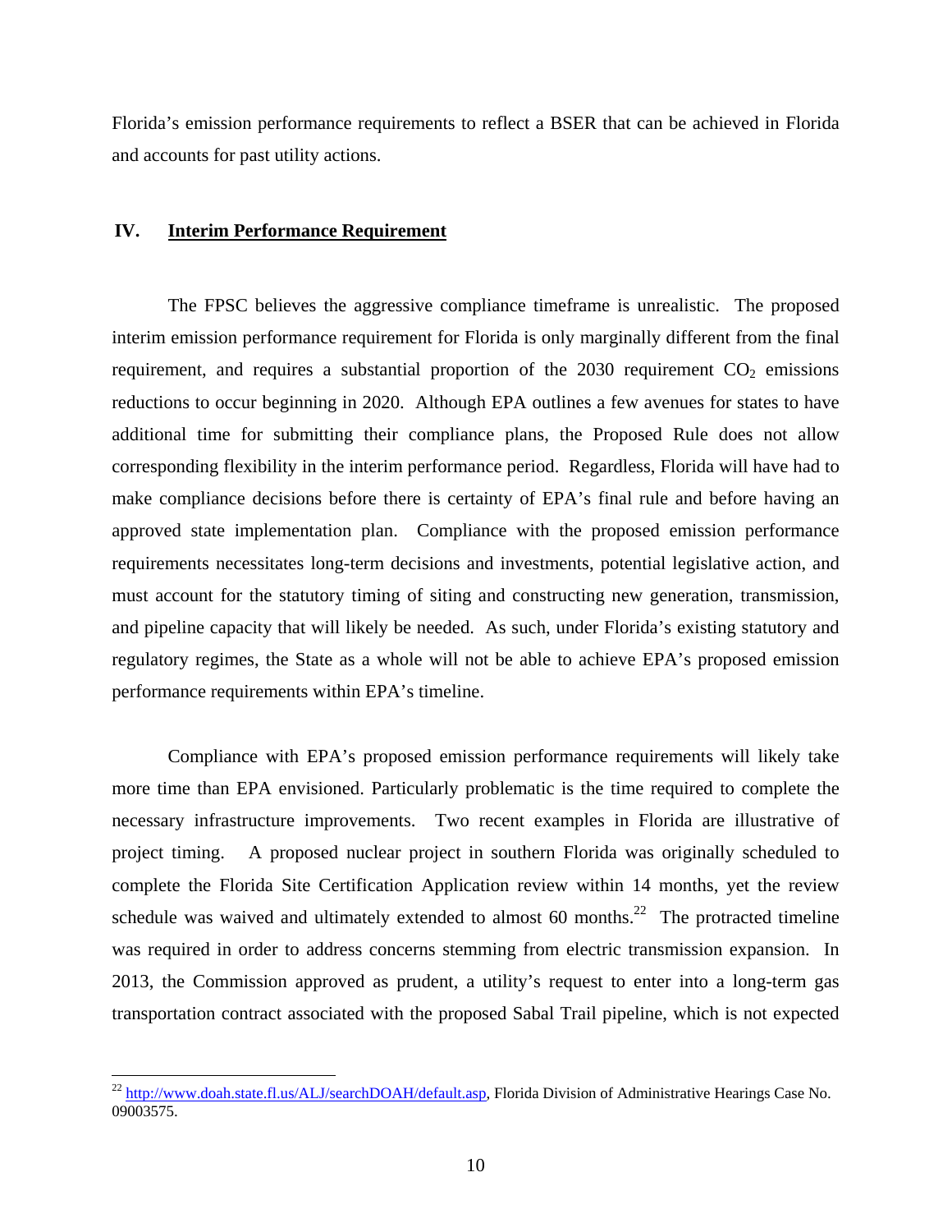Florida's emission performance requirements to reflect a BSER that can be achieved in Florida and accounts for past utility actions.

## IV. Interim Performance Requirement

The FPSC believes the aggressive compliance timeframe is unrealistic. The proposed interim emission performance requirement for Florida is only marginally different from the final requirement, and requires a substantial proportion of the 2030 requirement $CO_2$ emissions reductions to occur beginning in 2020. Although EPA outlines a few avenues for states to have additional time for submitting their compliance plans, the Proposed Rule does not allow corresponding flexibility in the interim performance period. Regardless, Florida will have had to make compliance decisions before there is certainty of EPA's final rule and before having an approved state implementation plan. Compliance with the proposed emission performance requirements necessitates long-term decisions and investments, potential legislative action, and must account for the statutory timing of siting and constructing new generation, transmission, and pipeline capacity that will likely be needed. As such, under Florida's existing statutory and regulatory regimes, the State as a whole will not be able to achieve EPA's proposed emission performance requirements within EPA's timeline.

Compliance with EPA's proposed emission performance requirements will likely take more time than EPA envisioned. Particularly problematic is the time required to complete the necessary infrastructure improvements. Two recent examples in Florida are illustrative of project timing. A proposed nuclear project in southern Florida was originally scheduled to complete the Florida Site Certification Application review within 14 months, yet the review schedule was waived and ultimately extended to almost 60 months.[22] The protracted timeline was required in order to address concerns stemming from electric transmission expansion. In 2013, the Commission approved as prudent, a utility's request to enter into a long-term gas transportation contract associated with the proposed Sabal Trail pipeline, which is not expected

---

[22] http://www.doah.state.fl.us/ALJ/searchDOAH/default.asp, Florida Division of Administrative Hearings Case No. 09003575.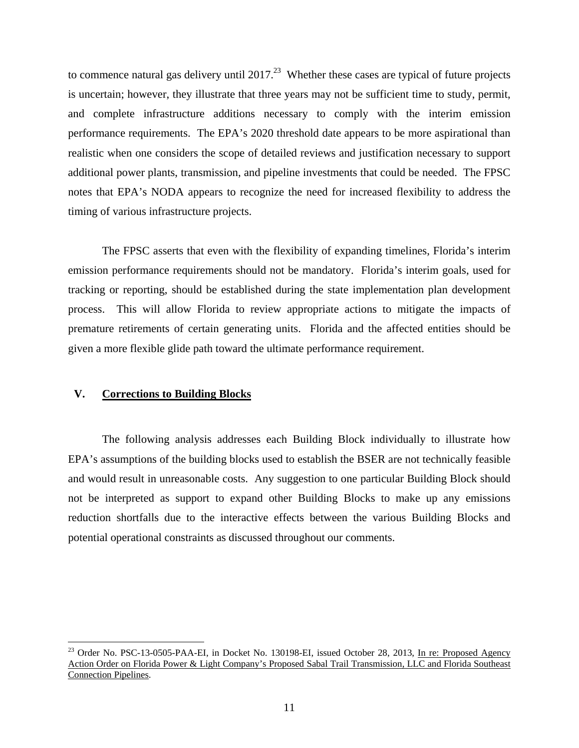to commence natural gas delivery until 2017.[23] Whether these cases are typical of future projects is uncertain; however, they illustrate that three years may not be sufficient time to study, permit, and complete infrastructure additions necessary to comply with the interim emission performance requirements. The EPA's 2020 threshold date appears to be more aspirational than realistic when one considers the scope of detailed reviews and justification necessary to support additional power plants, transmission, and pipeline investments that could be needed. The FPSC notes that EPA's NODA appears to recognize the need for increased flexibility to address the timing of various infrastructure projects.

The FPSC asserts that even with the flexibility of expanding timelines, Florida's interim emission performance requirements should not be mandatory. Florida's interim goals, used for tracking or reporting, should be established during the state implementation plan development process. This will allow Florida to review appropriate actions to mitigate the impacts of premature retirements of certain generating units. Florida and the affected entities should be given a more flexible glide path toward the ultimate performance requirement.

## V. Corrections to Building Blocks

The following analysis addresses each Building Block individually to illustrate how EPA's assumptions of the building blocks used to establish the BSER are not technically feasible and would result in unreasonable costs. Any suggestion to one particular Building Block should not be interpreted as support to expand other Building Blocks to make up any emissions reduction shortfalls due to the interactive effects between the various Building Blocks and potential operational constraints as discussed throughout our comments.

---

[23] Order No. PSC-13-0505-PAA-EI, in Docket No. 130198-EI, issued October 28, 2013, In re: Proposed Agency Action Order on Florida Power & Light Company's Proposed Sabal Trail Transmission, LLC and Florida Southeast Connection Pipelines.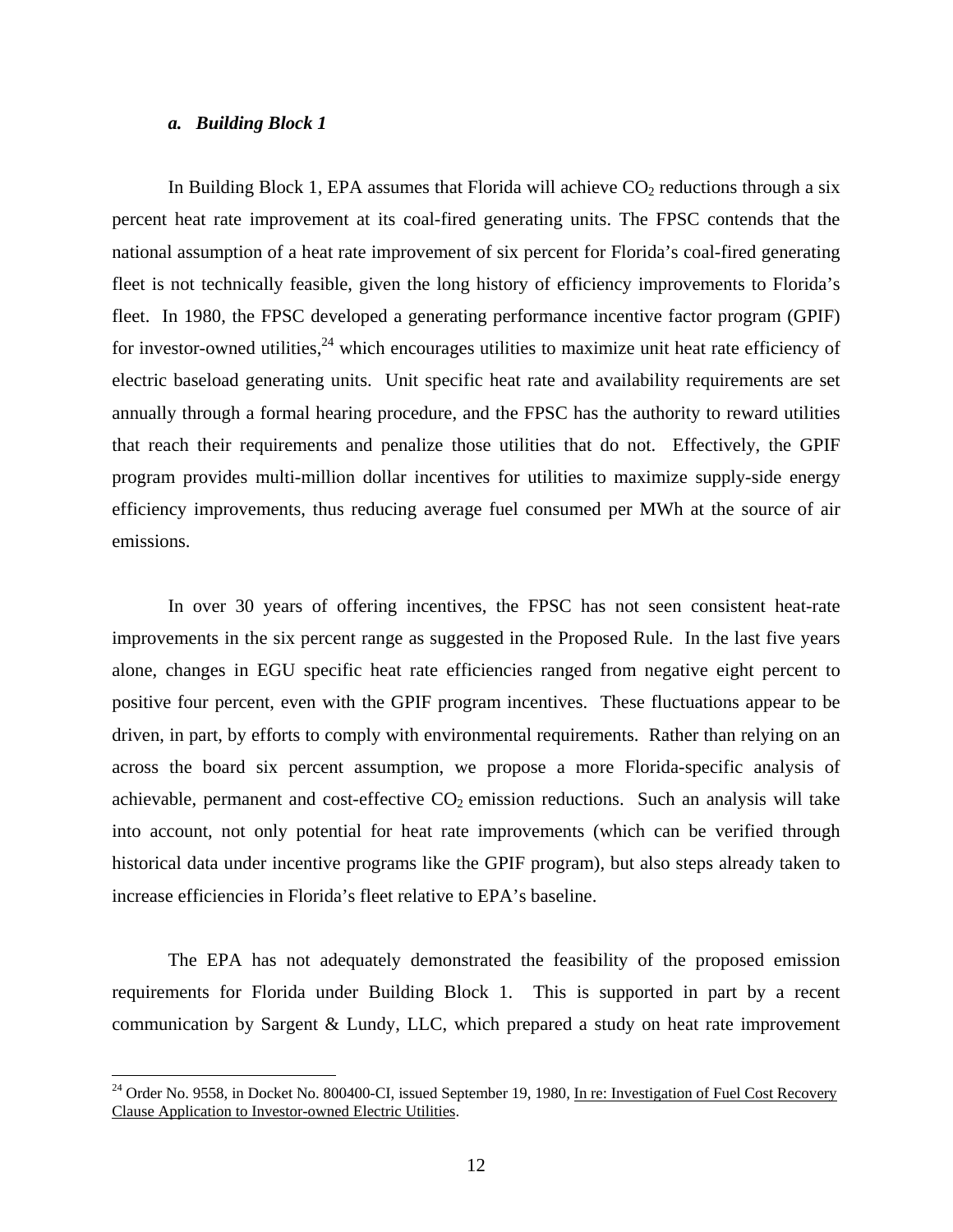### *a. Building Block 1*

In Building Block 1, EPA assumes that Florida will achieve $CO_2$ reductions through a six percent heat rate improvement at its coal-fired generating units. The FPSC contends that the national assumption of a heat rate improvement of six percent for Florida's coal-fired generating fleet is not technically feasible, given the long history of efficiency improvements to Florida's fleet. In 1980, the FPSC developed a generating performance incentive factor program (GPIF) for investor-owned utilities,[24] which encourages utilities to maximize unit heat rate efficiency of electric baseload generating units. Unit specific heat rate and availability requirements are set annually through a formal hearing procedure, and the FPSC has the authority to reward utilities that reach their requirements and penalize those utilities that do not. Effectively, the GPIF program provides multi-million dollar incentives for utilities to maximize supply-side energy efficiency improvements, thus reducing average fuel consumed per MWh at the source of air emissions.

In over 30 years of offering incentives, the FPSC has not seen consistent heat-rate improvements in the six percent range as suggested in the Proposed Rule. In the last five years alone, changes in EGU specific heat rate efficiencies ranged from negative eight percent to positive four percent, even with the GPIF program incentives. These fluctuations appear to be driven, in part, by efforts to comply with environmental requirements. Rather than relying on an across the board six percent assumption, we propose a more Florida-specific analysis of achievable, permanent and cost-effective $CO_2$ emission reductions. Such an analysis will take into account, not only potential for heat rate improvements (which can be verified through historical data under incentive programs like the GPIF program), but also steps already taken to increase efficiencies in Florida's fleet relative to EPA's baseline.

The EPA has not adequately demonstrated the feasibility of the proposed emission requirements for Florida under Building Block 1. This is supported in part by a recent communication by Sargent & Lundy, LLC, which prepared a study on heat rate improvement

---

[24] Order No. 9558, in Docket No. 800400-CI, issued September 19, 1980, In re: Investigation of Fuel Cost Recovery Clause Application to Investor-owned Electric Utilities.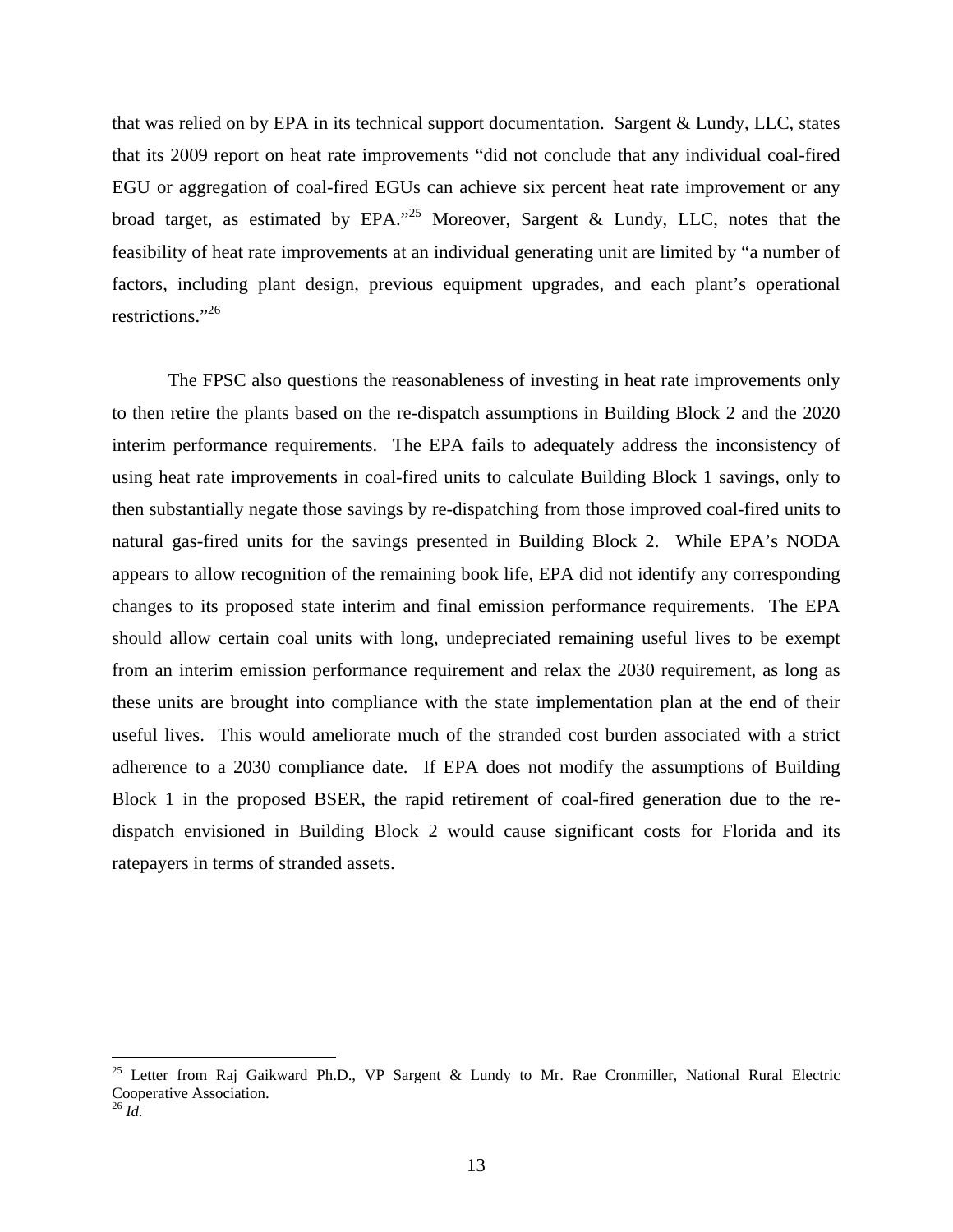that was relied on by EPA in its technical support documentation. Sargent & Lundy, LLC, states that its 2009 report on heat rate improvements "did not conclude that any individual coal-fired EGU or aggregation of coal-fired EGUs can achieve six percent heat rate improvement or any broad target, as estimated by EPA."[25] Moreover, Sargent & Lundy, LLC, notes that the feasibility of heat rate improvements at an individual generating unit are limited by "a number of factors, including plant design, previous equipment upgrades, and each plant's operational restrictions."[26]

The FPSC also questions the reasonableness of investing in heat rate improvements only to then retire the plants based on the re-dispatch assumptions in Building Block 2 and the 2020 interim performance requirements. The EPA fails to adequately address the inconsistency of using heat rate improvements in coal-fired units to calculate Building Block 1 savings, only to then substantially negate those savings by re-dispatching from those improved coal-fired units to natural gas-fired units for the savings presented in Building Block 2. While EPA's NODA appears to allow recognition of the remaining book life, EPA did not identify any corresponding changes to its proposed state interim and final emission performance requirements. The EPA should allow certain coal units with long, undepreciated remaining useful lives to be exempt from an interim emission performance requirement and relax the 2030 requirement, as long as these units are brought into compliance with the state implementation plan at the end of their useful lives. This would ameliorate much of the stranded cost burden associated with a strict adherence to a 2030 compliance date. If EPA does not modify the assumptions of Building Block 1 in the proposed BSER, the rapid retirement of coal-fired generation due to the re-dispatch envisioned in Building Block 2 would cause significant costs for Florida and its ratepayers in terms of stranded assets.

[25] Letter from Raj Gaikward Ph.D., VP Sargent & Lundy to Mr. Rae Cronmiller, National Rural Electric Cooperative Association.
[26] *Id.*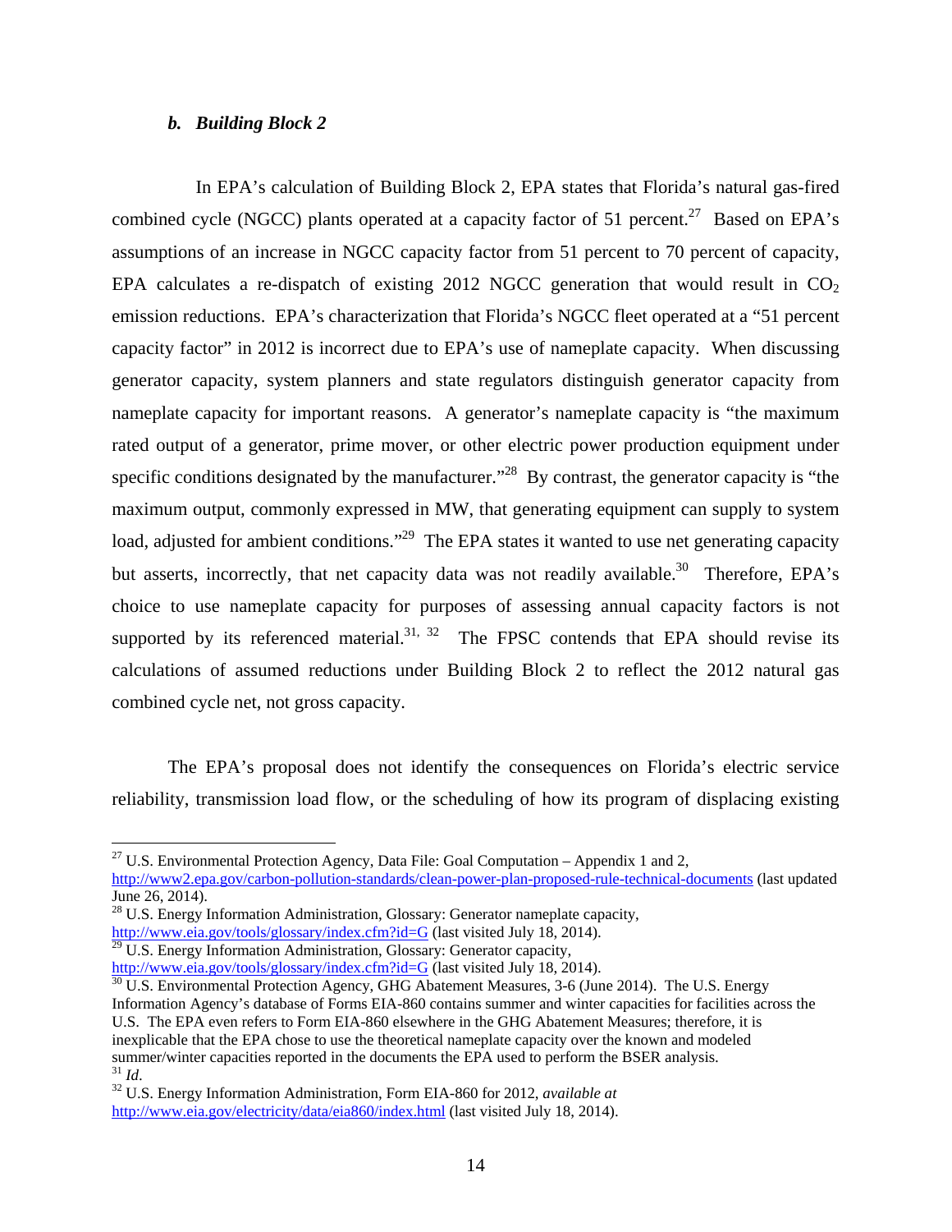### *b. Building Block 2*

In EPA's calculation of Building Block 2, EPA states that Florida's natural gas-fired combined cycle (NGCC) plants operated at a capacity factor of 51 percent.[27] Based on EPA's assumptions of an increase in NGCC capacity factor from 51 percent to 70 percent of capacity, EPA calculates a re-dispatch of existing 2012 NGCC generation that would result in $CO_2$ emission reductions. EPA's characterization that Florida's NGCC fleet operated at a "51 percent capacity factor" in 2012 is incorrect due to EPA's use of nameplate capacity. When discussing generator capacity, system planners and state regulators distinguish generator capacity from nameplate capacity for important reasons. A generator's nameplate capacity is "the maximum rated output of a generator, prime mover, or other electric power production equipment under specific conditions designated by the manufacturer."[28] By contrast, the generator capacity is "the maximum output, commonly expressed in MW, that generating equipment can supply to system load, adjusted for ambient conditions."[29] The EPA states it wanted to use net generating capacity but asserts, incorrectly, that net capacity data was not readily available.[30] Therefore, EPA's choice to use nameplate capacity for purposes of assessing annual capacity factors is not supported by its referenced material.[31, 32] The FPSC contends that EPA should revise its calculations of assumed reductions under Building Block 2 to reflect the 2012 natural gas combined cycle net, not gross capacity.

The EPA's proposal does not identify the consequences on Florida's electric service reliability, transmission load flow, or the scheduling of how its program of displacing existing

---

[27] U.S. Environmental Protection Agency, Data File: Goal Computation – Appendix 1 and 2, http://www2.epa.gov/carbon-pollution-standards/clean-power-plan-proposed-rule-technical-documents (last updated June 26, 2014).

[28] U.S. Energy Information Administration, Glossary: Generator nameplate capacity, http://www.eia.gov/tools/glossary/index.cfm?id=G (last visited July 18, 2014).

[29] U.S. Energy Information Administration, Glossary: Generator capacity, http://www.eia.gov/tools/glossary/index.cfm?id=G (last visited July 18, 2014).

[30] U.S. Environmental Protection Agency, GHG Abatement Measures, 3-6 (June 2014). The U.S. Energy Information Agency's database of Forms EIA-860 contains summer and winter capacities for facilities across the U.S. The EPA even refers to Form EIA-860 elsewhere in the GHG Abatement Measures; therefore, it is inexplicable that the EPA chose to use the theoretical nameplate capacity over the known and modeled summer/winter capacities reported in the documents the EPA used to perform the BSER analysis.

[31] *Id.*

[32] U.S. Energy Information Administration, Form EIA-860 for 2012, *available at* http://www.eia.gov/electricity/data/eia860/index.html (last visited July 18, 2014).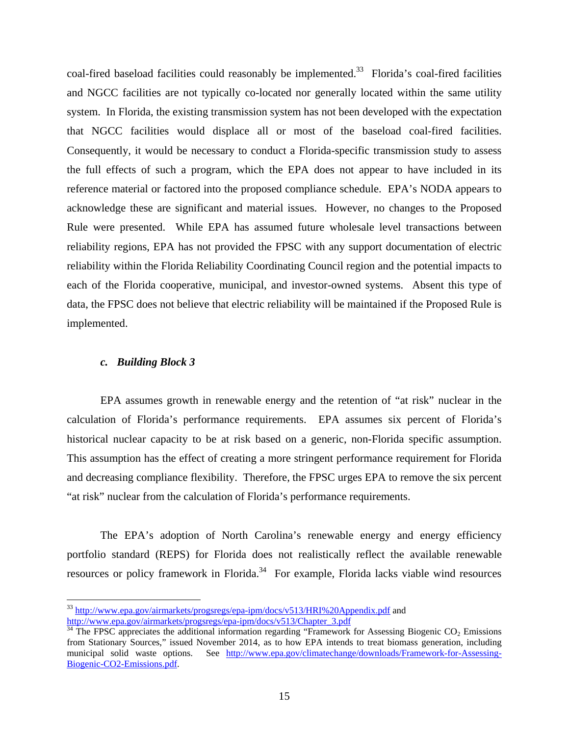coal-fired baseload facilities could reasonably be implemented.[33] Florida's coal-fired facilities and NGCC facilities are not typically co-located nor generally located within the same utility system. In Florida, the existing transmission system has not been developed with the expectation that NGCC facilities would displace all or most of the baseload coal-fired facilities. Consequently, it would be necessary to conduct a Florida-specific transmission study to assess the full effects of such a program, which the EPA does not appear to have included in its reference material or factored into the proposed compliance schedule. EPA's NODA appears to acknowledge these are significant and material issues. However, no changes to the Proposed Rule were presented. While EPA has assumed future wholesale level transactions between reliability regions, EPA has not provided the FPSC with any support documentation of electric reliability within the Florida Reliability Coordinating Council region and the potential impacts to each of the Florida cooperative, municipal, and investor-owned systems. Absent this type of data, the FPSC does not believe that electric reliability will be maintained if the Proposed Rule is implemented.

### *c. Building Block 3*

EPA assumes growth in renewable energy and the retention of "at risk" nuclear in the calculation of Florida's performance requirements. EPA assumes six percent of Florida's historical nuclear capacity to be at risk based on a generic, non-Florida specific assumption. This assumption has the effect of creating a more stringent performance requirement for Florida and decreasing compliance flexibility. Therefore, the FPSC urges EPA to remove the six percent "at risk" nuclear from the calculation of Florida's performance requirements.

The EPA's adoption of North Carolina's renewable energy and energy efficiency portfolio standard (REPS) for Florida does not realistically reflect the available renewable resources or policy framework in Florida.[34] For example, Florida lacks viable wind resources

---

[33] http://www.epa.gov/airmarkets/progsregs/epa-ipm/docs/v513/HRI%20Appendix.pdf and http://www.epa.gov/airmarkets/progsregs/epa-ipm/docs/v513/Chapter_3.pdf

[34] The FPSC appreciates the additional information regarding "Framework for Assessing Biogenic $CO_2$ Emissions from Stationary Sources," issued November 2014, as to how EPA intends to treat biomass generation, including municipal solid waste options. See http://www.epa.gov/climatechange/downloads/Framework-for-Assessing-Biogenic-CO2-Emissions.pdf.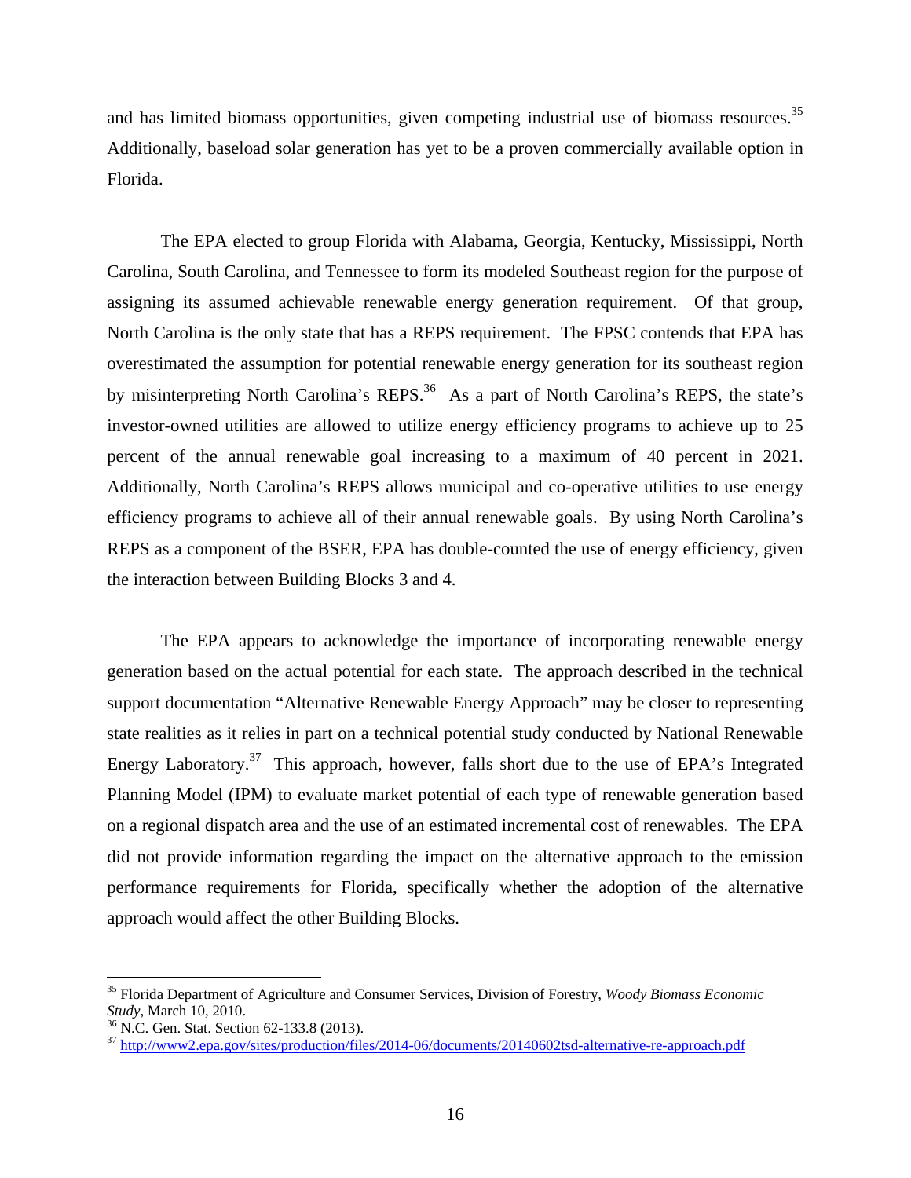and has limited biomass opportunities, given competing industrial use of biomass resources.[35] Additionally, baseload solar generation has yet to be a proven commercially available option in Florida.

The EPA elected to group Florida with Alabama, Georgia, Kentucky, Mississippi, North Carolina, South Carolina, and Tennessee to form its modeled Southeast region for the purpose of assigning its assumed achievable renewable energy generation requirement. Of that group, North Carolina is the only state that has a REPS requirement. The FPSC contends that EPA has overestimated the assumption for potential renewable energy generation for its southeast region by misinterpreting North Carolina's REPS.[36] As a part of North Carolina's REPS, the state's investor-owned utilities are allowed to utilize energy efficiency programs to achieve up to 25 percent of the annual renewable goal increasing to a maximum of 40 percent in 2021. Additionally, North Carolina's REPS allows municipal and co-operative utilities to use energy efficiency programs to achieve all of their annual renewable goals. By using North Carolina's REPS as a component of the BSER, EPA has double-counted the use of energy efficiency, given the interaction between Building Blocks 3 and 4.

The EPA appears to acknowledge the importance of incorporating renewable energy generation based on the actual potential for each state. The approach described in the technical support documentation "Alternative Renewable Energy Approach" may be closer to representing state realities as it relies in part on a technical potential study conducted by National Renewable Energy Laboratory.[37] This approach, however, falls short due to the use of EPA's Integrated Planning Model (IPM) to evaluate market potential of each type of renewable generation based on a regional dispatch area and the use of an estimated incremental cost of renewables. The EPA did not provide information regarding the impact on the alternative approach to the emission performance requirements for Florida, specifically whether the adoption of the alternative approach would affect the other Building Blocks.

---

[35] Florida Department of Agriculture and Consumer Services, Division of Forestry, *Woody Biomass Economic Study*, March 10, 2010.

[36] N.C. Gen. Stat. Section 62-133.8 (2013).

[37] http://www2.epa.gov/sites/production/files/2014-06/documents/20140602tsd-alternative-re-approach.pdf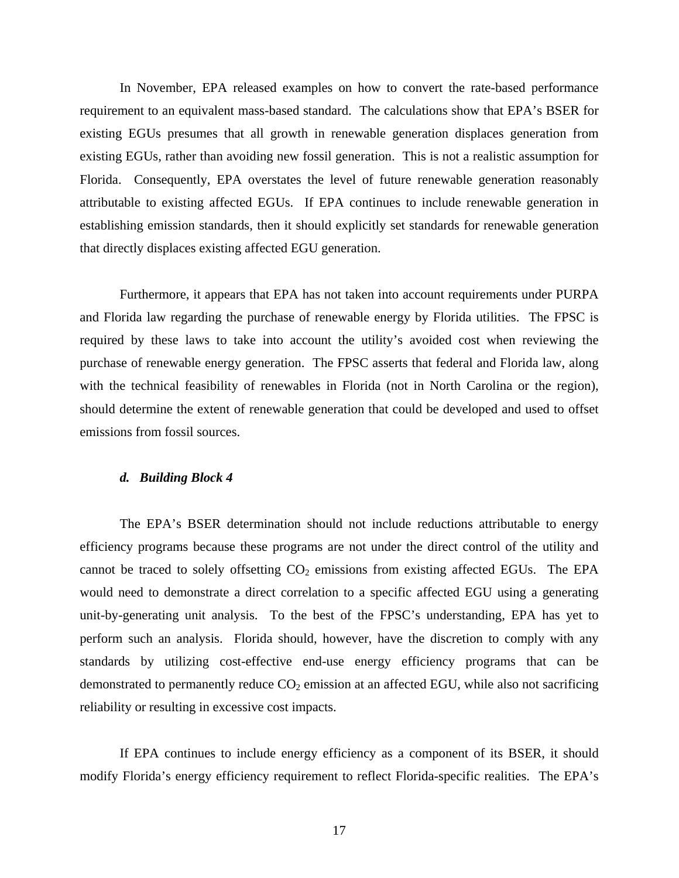In November, EPA released examples on how to convert the rate-based performance requirement to an equivalent mass-based standard. The calculations show that EPA's BSER for existing EGUs presumes that all growth in renewable generation displaces generation from existing EGUs, rather than avoiding new fossil generation. This is not a realistic assumption for Florida. Consequently, EPA overstates the level of future renewable generation reasonably attributable to existing affected EGUs. If EPA continues to include renewable generation in establishing emission standards, then it should explicitly set standards for renewable generation that directly displaces existing affected EGU generation.

Furthermore, it appears that EPA has not taken into account requirements under PURPA and Florida law regarding the purchase of renewable energy by Florida utilities. The FPSC is required by these laws to take into account the utility's avoided cost when reviewing the purchase of renewable energy generation. The FPSC asserts that federal and Florida law, along with the technical feasibility of renewables in Florida (not in North Carolina or the region), should determine the extent of renewable generation that could be developed and used to offset emissions from fossil sources.

#### *d. Building Block 4*

The EPA's BSER determination should not include reductions attributable to energy efficiency programs because these programs are not under the direct control of the utility and cannot be traced to solely offsetting $CO_2$ emissions from existing affected EGUs. The EPA would need to demonstrate a direct correlation to a specific affected EGU using a generating unit-by-generating unit analysis. To the best of the FPSC's understanding, EPA has yet to perform such an analysis. Florida should, however, have the discretion to comply with any standards by utilizing cost-effective end-use energy efficiency programs that can be demonstrated to permanently reduce $CO_2$ emission at an affected EGU, while also not sacrificing reliability or resulting in excessive cost impacts.

If EPA continues to include energy efficiency as a component of its BSER, it should modify Florida's energy efficiency requirement to reflect Florida-specific realities. The EPA's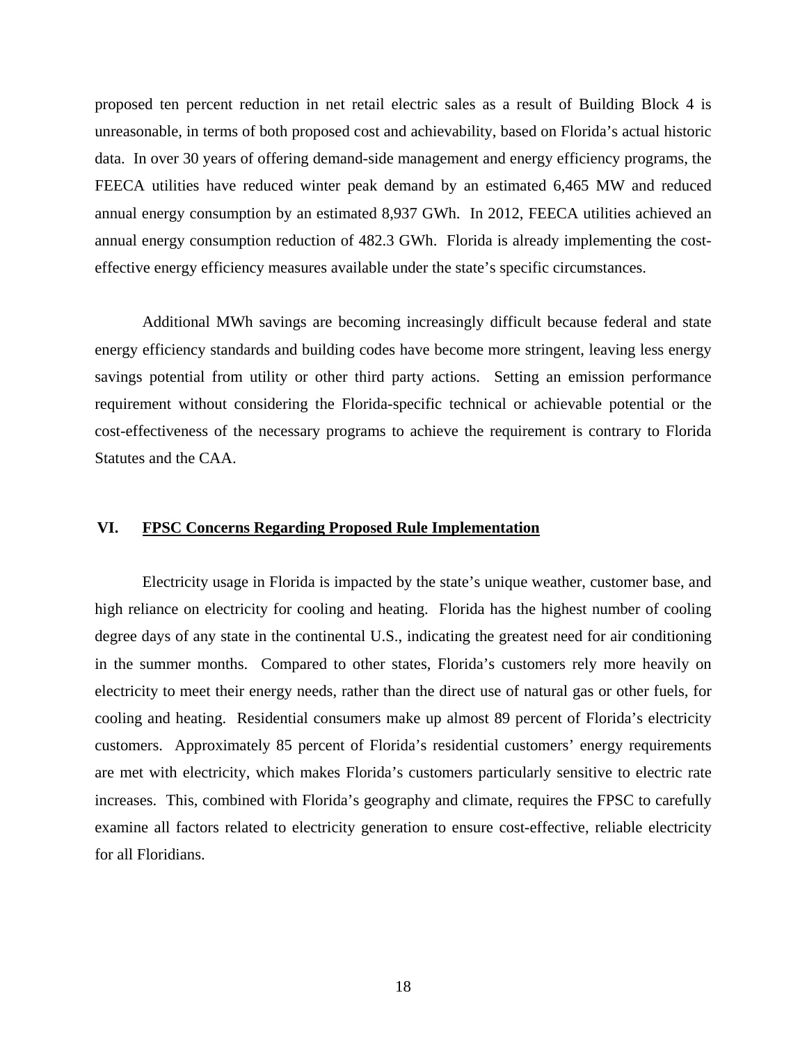proposed ten percent reduction in net retail electric sales as a result of Building Block 4 is unreasonable, in terms of both proposed cost and achievability, based on Florida's actual historic data. In over 30 years of offering demand-side management and energy efficiency programs, the FEECA utilities have reduced winter peak demand by an estimated 6,465 MW and reduced annual energy consumption by an estimated 8,937 GWh. In 2012, FEECA utilities achieved an annual energy consumption reduction of 482.3 GWh. Florida is already implementing the cost-effective energy efficiency measures available under the state's specific circumstances.

Additional MWh savings are becoming increasingly difficult because federal and state energy efficiency standards and building codes have become more stringent, leaving less energy savings potential from utility or other third party actions. Setting an emission performance requirement without considering the Florida-specific technical or achievable potential or the cost-effectiveness of the necessary programs to achieve the requirement is contrary to Florida Statutes and the CAA.

## VI. FPSC Concerns Regarding Proposed Rule Implementation

Electricity usage in Florida is impacted by the state's unique weather, customer base, and high reliance on electricity for cooling and heating. Florida has the highest number of cooling degree days of any state in the continental U.S., indicating the greatest need for air conditioning in the summer months. Compared to other states, Florida's customers rely more heavily on electricity to meet their energy needs, rather than the direct use of natural gas or other fuels, for cooling and heating. Residential consumers make up almost 89 percent of Florida's electricity customers. Approximately 85 percent of Florida's residential customers' energy requirements are met with electricity, which makes Florida's customers particularly sensitive to electric rate increases. This, combined with Florida's geography and climate, requires the FPSC to carefully examine all factors related to electricity generation to ensure cost-effective, reliable electricity for all Floridians.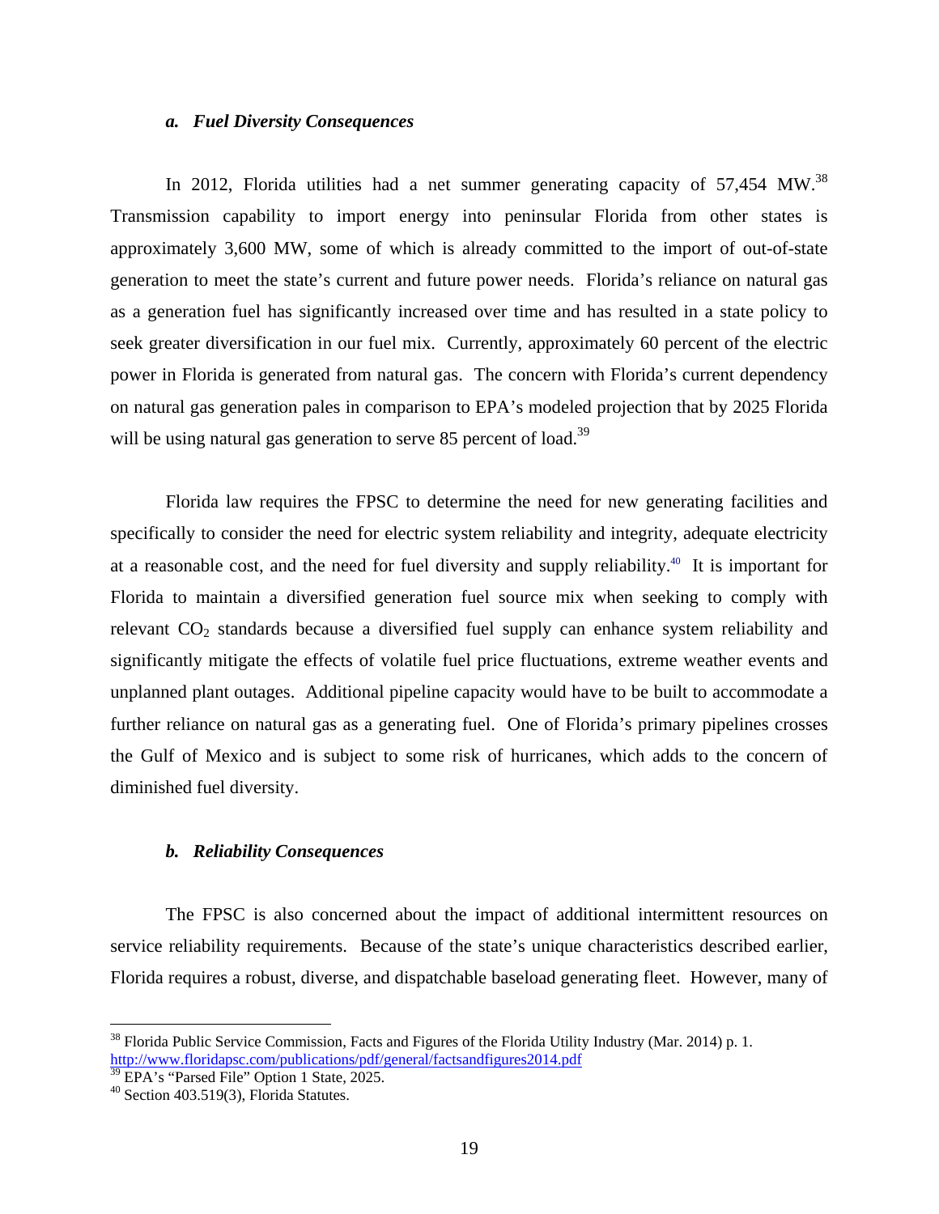#### *a. Fuel Diversity Consequences*

In 2012, Florida utilities had a net summer generating capacity of 57,454 MW.[38] Transmission capability to import energy into peninsular Florida from other states is approximately 3,600 MW, some of which is already committed to the import of out-of-state generation to meet the state's current and future power needs. Florida's reliance on natural gas as a generation fuel has significantly increased over time and has resulted in a state policy to seek greater diversification in our fuel mix. Currently, approximately 60 percent of the electric power in Florida is generated from natural gas. The concern with Florida's current dependency on natural gas generation pales in comparison to EPA's modeled projection that by 2025 Florida will be using natural gas generation to serve 85 percent of load.[39]

Florida law requires the FPSC to determine the need for new generating facilities and specifically to consider the need for electric system reliability and integrity, adequate electricity at a reasonable cost, and the need for fuel diversity and supply reliability.[40] It is important for Florida to maintain a diversified generation fuel source mix when seeking to comply with relevant $CO_2$ standards because a diversified fuel supply can enhance system reliability and significantly mitigate the effects of volatile fuel price fluctuations, extreme weather events and unplanned plant outages. Additional pipeline capacity would have to be built to accommodate a further reliance on natural gas as a generating fuel. One of Florida's primary pipelines crosses the Gulf of Mexico and is subject to some risk of hurricanes, which adds to the concern of diminished fuel diversity.

#### *b. Reliability Consequences*

The FPSC is also concerned about the impact of additional intermittent resources on service reliability requirements. Because of the state's unique characteristics described earlier, Florida requires a robust, diverse, and dispatchable baseload generating fleet. However, many of

---

[38] Florida Public Service Commission, Facts and Figures of the Florida Utility Industry (Mar. 2014) p. 1. http://www.floridapsc.com/publications/pdf/general/factsandfigures2014.pdf

[39] EPA's "Parsed File" Option 1 State, 2025.

[40] Section 403.519(3), Florida Statutes.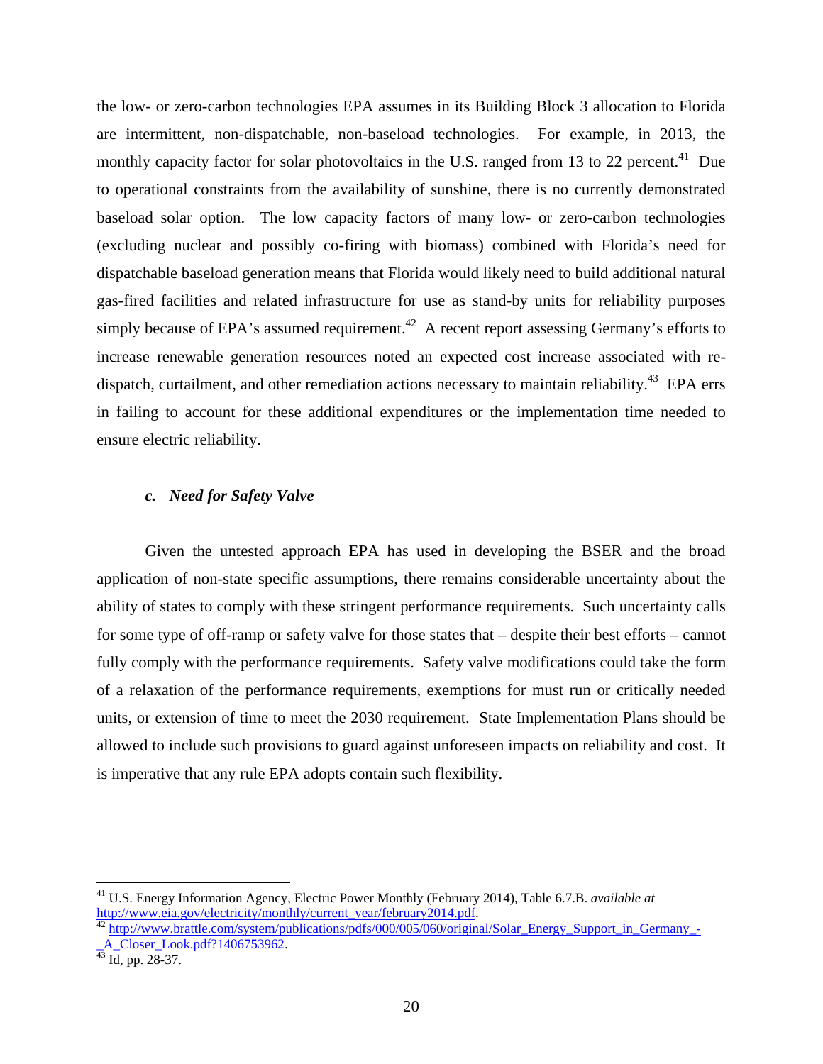the low- or zero-carbon technologies EPA assumes in its Building Block 3 allocation to Florida are intermittent, non-dispatchable, non-baseload technologies. For example, in 2013, the monthly capacity factor for solar photovoltaics in the U.S. ranged from 13 to 22 percent.[41] Due to operational constraints from the availability of sunshine, there is no currently demonstrated baseload solar option. The low capacity factors of many low- or zero-carbon technologies (excluding nuclear and possibly co-firing with biomass) combined with Florida's need for dispatchable baseload generation means that Florida would likely need to build additional natural gas-fired facilities and related infrastructure for use as stand-by units for reliability purposes simply because of EPA's assumed requirement.[42] A recent report assessing Germany's efforts to increase renewable generation resources noted an expected cost increase associated with re-dispatch, curtailment, and other remediation actions necessary to maintain reliability.[43] EPA errs in failing to account for these additional expenditures or the implementation time needed to ensure electric reliability.

#### *c. Need for Safety Valve*

Given the untested approach EPA has used in developing the BSER and the broad application of non-state specific assumptions, there remains considerable uncertainty about the ability of states to comply with these stringent performance requirements. Such uncertainty calls for some type of off-ramp or safety valve for those states that – despite their best efforts – cannot fully comply with the performance requirements. Safety valve modifications could take the form of a relaxation of the performance requirements, exemptions for must run or critically needed units, or extension of time to meet the 2030 requirement. State Implementation Plans should be allowed to include such provisions to guard against unforeseen impacts on reliability and cost. It is imperative that any rule EPA adopts contain such flexibility.

---

[41] U.S. Energy Information Agency, Electric Power Monthly (February 2014), Table 6.7.B. *available at* http://www.eia.gov/electricity/monthly/current_year/february2014.pdf.

[42] http://www.brattle.com/system/publications/pdfs/000/005/060/original/Solar_Energy_Support_in_Germany_-_A_Closer_Look.pdf?1406753962.

[43] Id, pp. 28-37.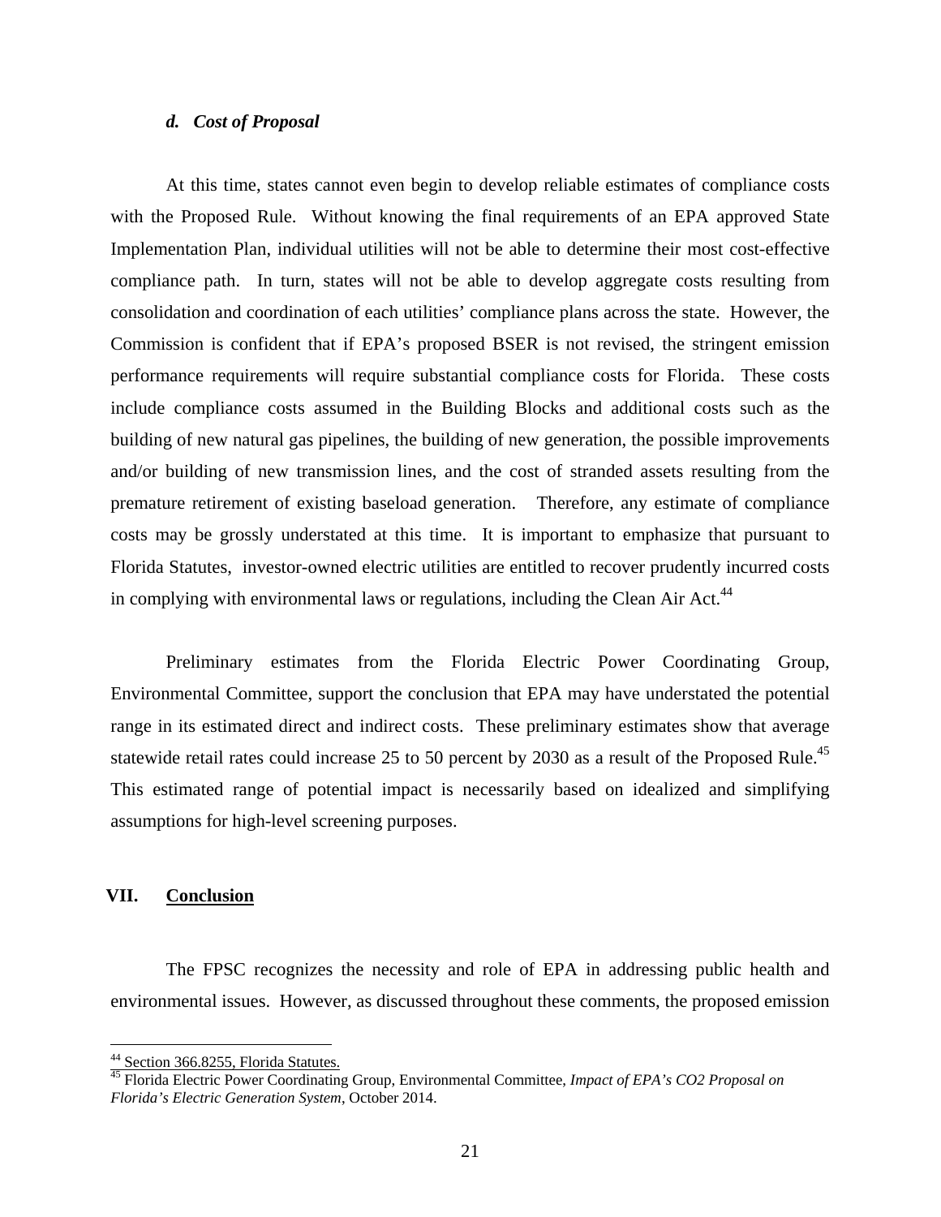#### *d. Cost of Proposal*

At this time, states cannot even begin to develop reliable estimates of compliance costs with the Proposed Rule. Without knowing the final requirements of an EPA approved State Implementation Plan, individual utilities will not be able to determine their most cost-effective compliance path. In turn, states will not be able to develop aggregate costs resulting from consolidation and coordination of each utilities' compliance plans across the state. However, the Commission is confident that if EPA's proposed BSER is not revised, the stringent emission performance requirements will require substantial compliance costs for Florida. These costs include compliance costs assumed in the Building Blocks and additional costs such as the building of new natural gas pipelines, the building of new generation, the possible improvements and/or building of new transmission lines, and the cost of stranded assets resulting from the premature retirement of existing baseload generation. Therefore, any estimate of compliance costs may be grossly understated at this time. It is important to emphasize that pursuant to Florida Statutes, investor-owned electric utilities are entitled to recover prudently incurred costs in complying with environmental laws or regulations, including the Clean Air Act.[44]

Preliminary estimates from the Florida Electric Power Coordinating Group, Environmental Committee, support the conclusion that EPA may have understated the potential range in its estimated direct and indirect costs. These preliminary estimates show that average statewide retail rates could increase 25 to 50 percent by 2030 as a result of the Proposed Rule.[45] This estimated range of potential impact is necessarily based on idealized and simplifying assumptions for high-level screening purposes.

## VII. Conclusion

The FPSC recognizes the necessity and role of EPA in addressing public health and environmental issues. However, as discussed throughout these comments, the proposed emission

[44] Section 366.8255, Florida Statutes.

[45] Florida Electric Power Coordinating Group, Environmental Committee, *Impact of EPA's CO2 Proposal on Florida's Electric Generation System*, October 2014.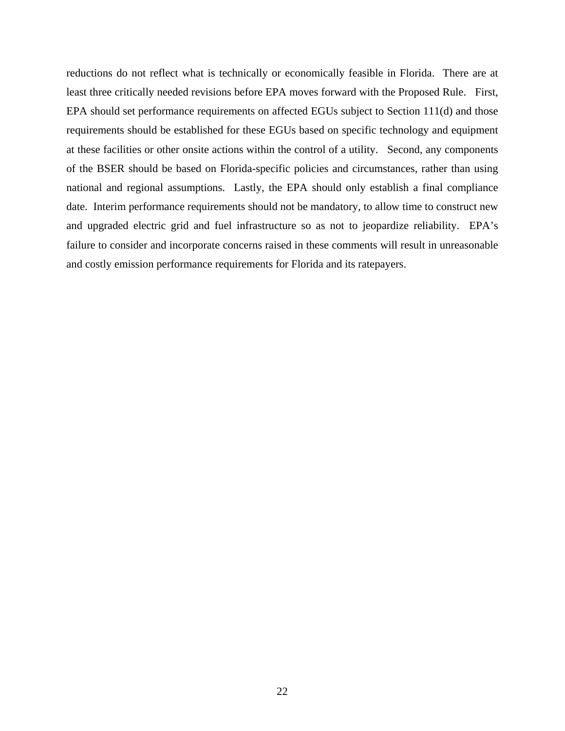reductions do not reflect what is technically or economically feasible in Florida. There are at least three critically needed revisions before EPA moves forward with the Proposed Rule. First, EPA should set performance requirements on affected EGUs subject to Section 111(d) and those requirements should be established for these EGUs based on specific technology and equipment at these facilities or other onsite actions within the control of a utility. Second, any components of the BSER should be based on Florida-specific policies and circumstances, rather than using national and regional assumptions. Lastly, the EPA should only establish a final compliance date. Interim performance requirements should not be mandatory, to allow time to construct new and upgraded electric grid and fuel infrastructure so as not to jeopardize reliability. EPA's failure to consider and incorporate concerns raised in these comments will result in unreasonable and costly emission performance requirements for Florida and its ratepayers.